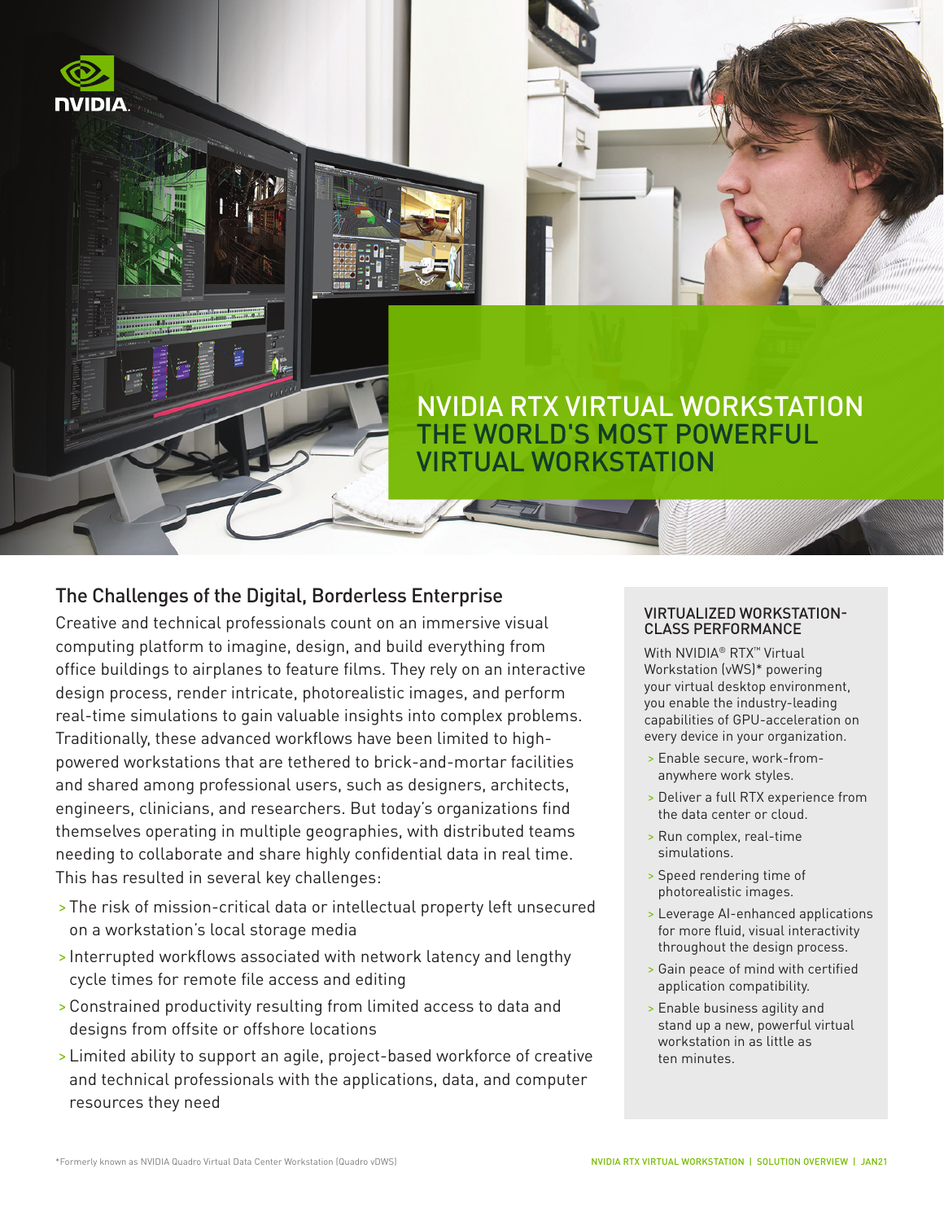# NVIDIA RTX VIRTUAL WORKSTATION THE WORLD'S MOST POWERFUL VIRTUAL WORKSTATION

## The Challenges of the Digital, Borderless Enterprise

Creative and technical professionals count on an immersive visual computing platform to imagine, design, and build everything from office buildings to airplanes to feature films. They rely on an interactive design process, render intricate, photorealistic images, and perform real-time simulations to gain valuable insights into complex problems. Traditionally, these advanced workflows have been limited to high-powered workstations that are tethered to brick-and-mortar facilities and shared among professional users, such as designers, architects, engineers, clinicians, and researchers. But today's organizations find themselves operating in multiple geographies, with distributed teams needing to collaborate and share highly confidential data in real time. This has resulted in several key challenges:

- The risk of mission-critical data or intellectual property left unsecured on a workstation's local storage media
- Interrupted workflows associated with network latency and lengthy cycle times for remote file access and editing
- Constrained productivity resulting from limited access to data and designs from offsite or offshore locations
- Limited ability to support an agile, project-based workforce of creative and technical professionals with the applications, data, and computer resources they need

### VIRTUALIZED WORKSTATION-CLASS PERFORMANCE

With NVIDIA® RTX™ Virtual Workstation (vWS)* powering your virtual desktop environment, you enable the industry-leading capabilities of GPU-acceleration on every device in your organization.

- Enable secure, work-from-anywhere work styles.
- Deliver a full RTX experience from the data center or cloud.
- Run complex, real-time simulations.
- Speed rendering time of photorealistic images.
- Leverage AI-enhanced applications for more fluid, visual interactivity throughout the design process.
- Gain peace of mind with certified application compatibility.
- Enable business agility and stand up a new, powerful virtual workstation in as little as ten minutes.

*Formerly known as NVIDIA Quadro Virtual Data Center Workstation (Quadro vDWS)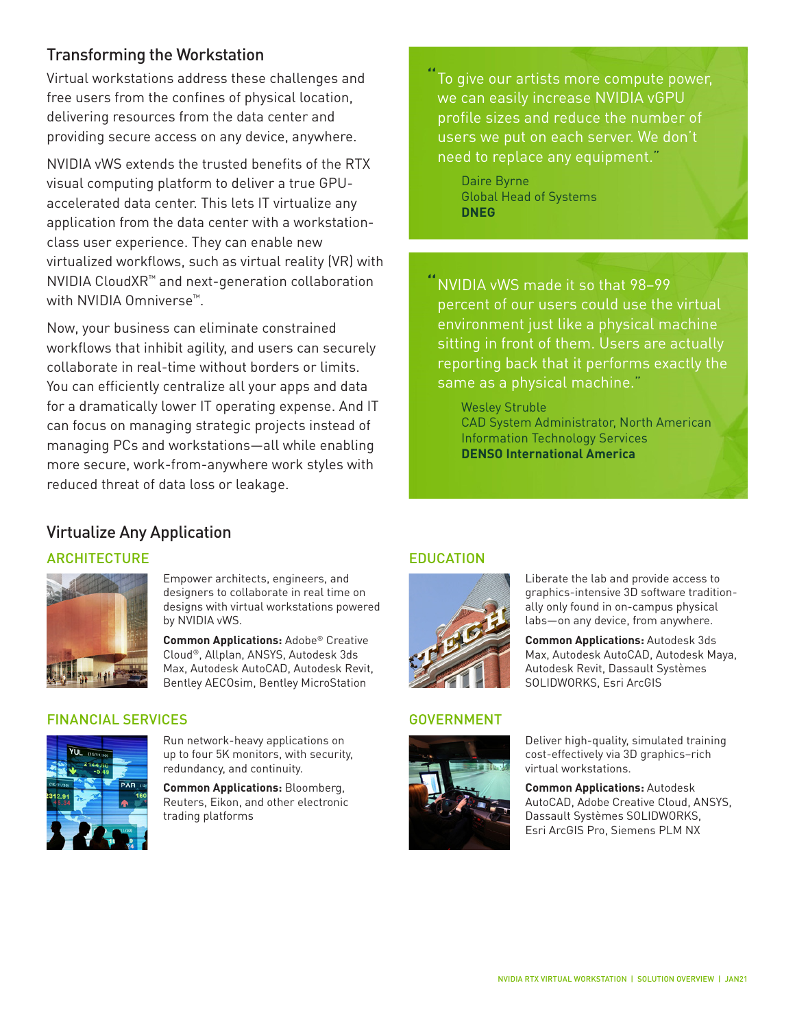## Transforming the Workstation

Virtual workstations address these challenges and free users from the confines of physical location, delivering resources from the data center and providing secure access on any device, anywhere.

NVIDIA vWS extends the trusted benefits of the RTX visual computing platform to deliver a true GPU-accelerated data center. This lets IT virtualize any application from the data center with a workstation-class user experience. They can enable new virtualized workflows, such as virtual reality (VR) with NVIDIA CloudXR™ and next-generation collaboration with NVIDIA Omniverse™.

Now, your business can eliminate constrained workflows that inhibit agility, and users can securely collaborate in real-time without borders or limits. You can efficiently centralize all your apps and data for a dramatically lower IT operating expense. And IT can focus on managing strategic projects instead of managing PCs and workstations—all while enabling more secure, work-from-anywhere work styles with reduced threat of data loss or leakage.

> "To give our artists more compute power, we can easily increase NVIDIA vGPU profile sizes and reduce the number of users we put on each server. We don't need to replace any equipment."
>
> Daire Byrne
> Global Head of Systems
> **DNEG**

> "NVIDIA vWS made it so that 98–99 percent of our users could use the virtual environment just like a physical machine sitting in front of them. Users are actually reporting back that it performs exactly the same as a physical machine."
>
> Wesley Struble
> CAD System Administrator, North American Information Technology Services
> **DENSO International America**

## Virtualize Any Application

### ARCHITECTURE

Empower architects, engineers, and designers to collaborate in real time on designs with virtual workstations powered by NVIDIA vWS.

**Common Applications:** Adobe® Creative Cloud®, Allplan, ANSYS, Autodesk 3ds Max, Autodesk AutoCAD, Autodesk Revit, Bentley AECOsim, Bentley MicroStation

### FINANCIAL SERVICES

Run network-heavy applications on up to four 5K monitors, with security, redundancy, and continuity.

**Common Applications:** Bloomberg, Reuters, Eikon, and other electronic trading platforms

### EDUCATION

Liberate the lab and provide access to graphics-intensive 3D software traditionally only found in on-campus physical labs—on any device, from anywhere.

**Common Applications:** Autodesk 3ds Max, Autodesk AutoCAD, Autodesk Maya, Autodesk Revit, Dassault Systèmes SOLIDWORKS, Esri ArcGIS

### GOVERNMENT

Deliver high-quality, simulated training cost-effectively via 3D graphics–rich virtual workstations.

**Common Applications:** Autodesk AutoCAD, Adobe Creative Cloud, ANSYS, Dassault Systèmes SOLIDWORKS, Esri ArcGIS Pro, Siemens PLM NX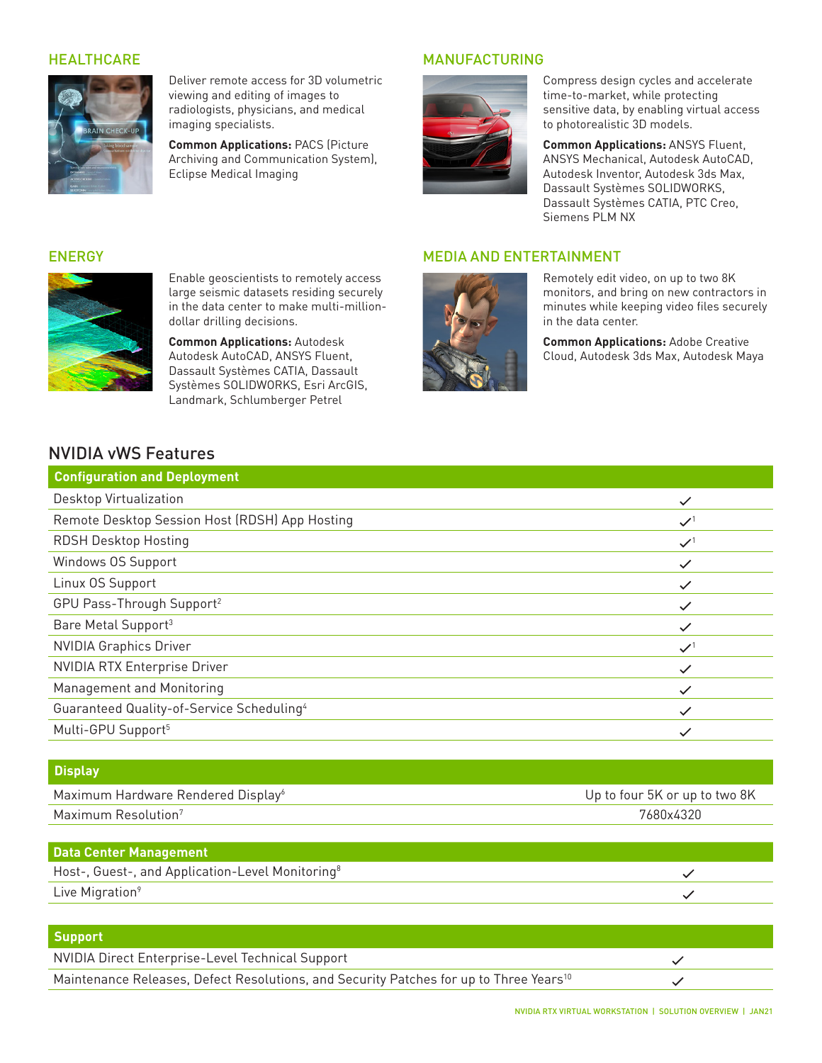## HEALTHCARE

Deliver remote access for 3D volumetric viewing and editing of images to radiologists, physicians, and medical imaging specialists.

**Common Applications:** PACS (Picture Archiving and Communication System), Eclipse Medical Imaging

## MANUFACTURING

Compress design cycles and accelerate time-to-market, while protecting sensitive data, by enabling virtual access to photorealistic 3D models.

**Common Applications:** ANSYS Fluent, ANSYS Mechanical, Autodesk AutoCAD, Autodesk Inventor, Autodesk 3ds Max, Dassault Systèmes SOLIDWORKS, Dassault Systèmes CATIA, PTC Creo, Siemens PLM NX

## ENERGY

Enable geoscientists to remotely access large seismic datasets residing securely in the data center to make multi-million-dollar drilling decisions.

**Common Applications:** Autodesk Autodesk AutoCAD, ANSYS Fluent, Dassault Systèmes CATIA, Dassault Systèmes SOLIDWORKS, Esri ArcGIS, Landmark, Schlumberger Petrel

## MEDIA AND ENTERTAINMENT

Remotely edit video, on up to two 8K monitors, and bring on new contractors in minutes while keeping video files securely in the data center.

**Common Applications:** Adobe Creative Cloud, Autodesk 3ds Max, Autodesk Maya

## NVIDIA vWS Features

| Configuration and Deployment | |
|---|---|
| Desktop Virtualization | ✓ |
| Remote Desktop Session Host (RDSH) App Hosting | ✓[1] |
| RDSH Desktop Hosting | ✓[1] |
| Windows OS Support | ✓ |
| Linux OS Support | ✓ |
| GPU Pass-Through Support[2] | ✓ |
| Bare Metal Support[3] | ✓ |
| NVIDIA Graphics Driver | ✓[1] |
| NVIDIA RTX Enterprise Driver | ✓ |
| Management and Monitoring | ✓ |
| Guaranteed Quality-of-Service Scheduling[4] | ✓ |
| Multi-GPU Support[5] | ✓ |

| Display | |
|---|---|
| Maximum Hardware Rendered Display[6] | Up to four 5K or up to two 8K |
| Maximum Resolution[7] | 7680x4320 |

| Data Center Management | |
|---|---|
| Host-, Guest-, and Application-Level Monitoring[8] | ✓ |
| Live Migration[9] | ✓ |

| Support | |
|---|---|
| NVIDIA Direct Enterprise-Level Technical Support | ✓ |
| Maintenance Releases, Defect Resolutions, and Security Patches for up to Three Years[10] | ✓ |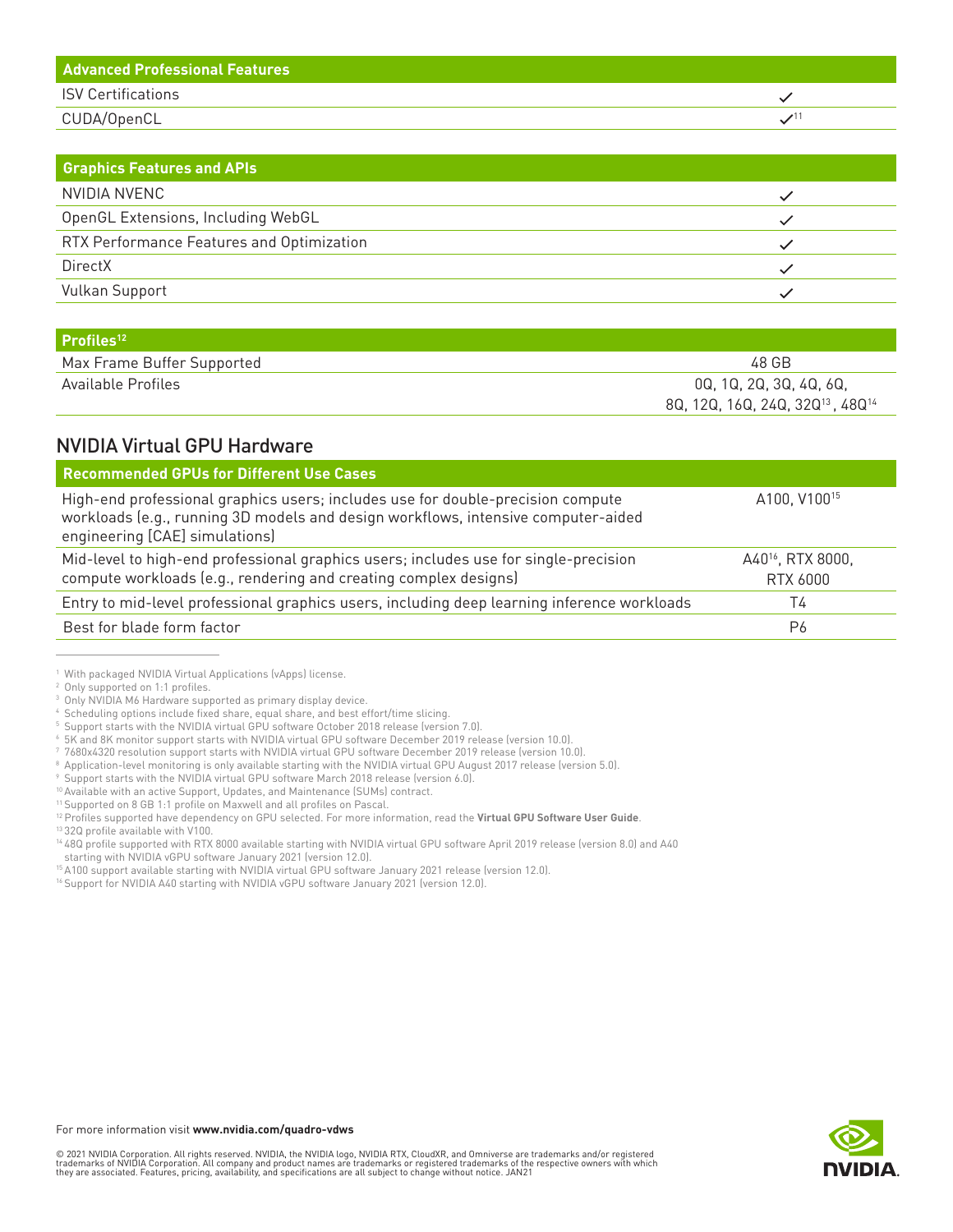| Advanced Professional Features | |
| --- | --- |
| ISV Certifications | ✓ |
| CUDA/OpenCL | ✓[11] |

| Graphics Features and APIs | |
| --- | --- |
| NVIDIA NVENC | ✓ |
| OpenGL Extensions, Including WebGL | ✓ |
| RTX Performance Features and Optimization | ✓ |
| DirectX | ✓ |
| Vulkan Support | ✓ |

| Profiles[12] | |
| --- | --- |
| Max Frame Buffer Supported | 48 GB |
| Available Profiles | 0Q, 1Q, 2Q, 3Q, 4Q, 6Q, 8Q, 12Q, 16Q, 24Q, 32Q[13], 48Q[14] |

## NVIDIA Virtual GPU Hardware

| Recommended GPUs for Different Use Cases | |
| --- | --- |
| High-end professional graphics users; includes use for double-precision compute workloads (e.g., running 3D models and design workflows, intensive computer-aided engineering [CAE] simulations) | A100, V100[15] |
| Mid-level to high-end professional graphics users; includes use for single-precision compute workloads (e.g., rendering and creating complex designs) | A40[16], RTX 8000, RTX 6000 |
| Entry to mid-level professional graphics users, including deep learning inference workloads | T4 |
| Best for blade form factor | P6 |

1 With packaged NVIDIA Virtual Applications (vApps) license.
2 Only supported on 1:1 profiles.
3 Only NVIDIA M6 Hardware supported as primary display device.
4 Scheduling options include fixed share, equal share, and best effort/time slicing.
5 Support starts with the NVIDIA virtual GPU software October 2018 release (version 7.0).
6 5K and 8K monitor support starts with NVIDIA virtual GPU software December 2019 release (version 10.0).
7 7680x4320 resolution support starts with NVIDIA virtual GPU software December 2019 release (version 10.0).
8 Application-level monitoring is only available starting with the NVIDIA virtual GPU August 2017 release (version 5.0).
9 Support starts with the NVIDIA virtual GPU software March 2018 release (version 6.0).
10 Available with an active Support, Updates, and Maintenance (SUMs) contract.
11 Supported on 8 GB 1:1 profile on Maxwell and all profiles on Pascal.
12 Profiles supported have dependency on GPU selected. For more information, read the **Virtual GPU Software User Guide**.
13 32Q profile available with V100.
14 48Q profile supported with RTX 8000 available starting with NVIDIA virtual GPU software April 2019 release (version 8.0) and A40 starting with NVIDIA vGPU software January 2021 (version 12.0).
15 A100 support available starting with NVIDIA virtual GPU software January 2021 release (version 12.0).
16 Support for NVIDIA A40 starting with NVIDIA vGPU software January 2021 (version 12.0).

For more information visit **www.nvidia.com/quadro-vdws**

© 2021 NVIDIA Corporation. All rights reserved. NVIDIA, the NVIDIA logo, NVIDIA RTX, CloudXR, and Omniverse are trademarks and/or registered trademarks of NVIDIA Corporation. All company and product names are trademarks or registered trademarks of the respective owners with which they are associated. Features, pricing, availability, and specifications are all subject to change without notice. JAN21